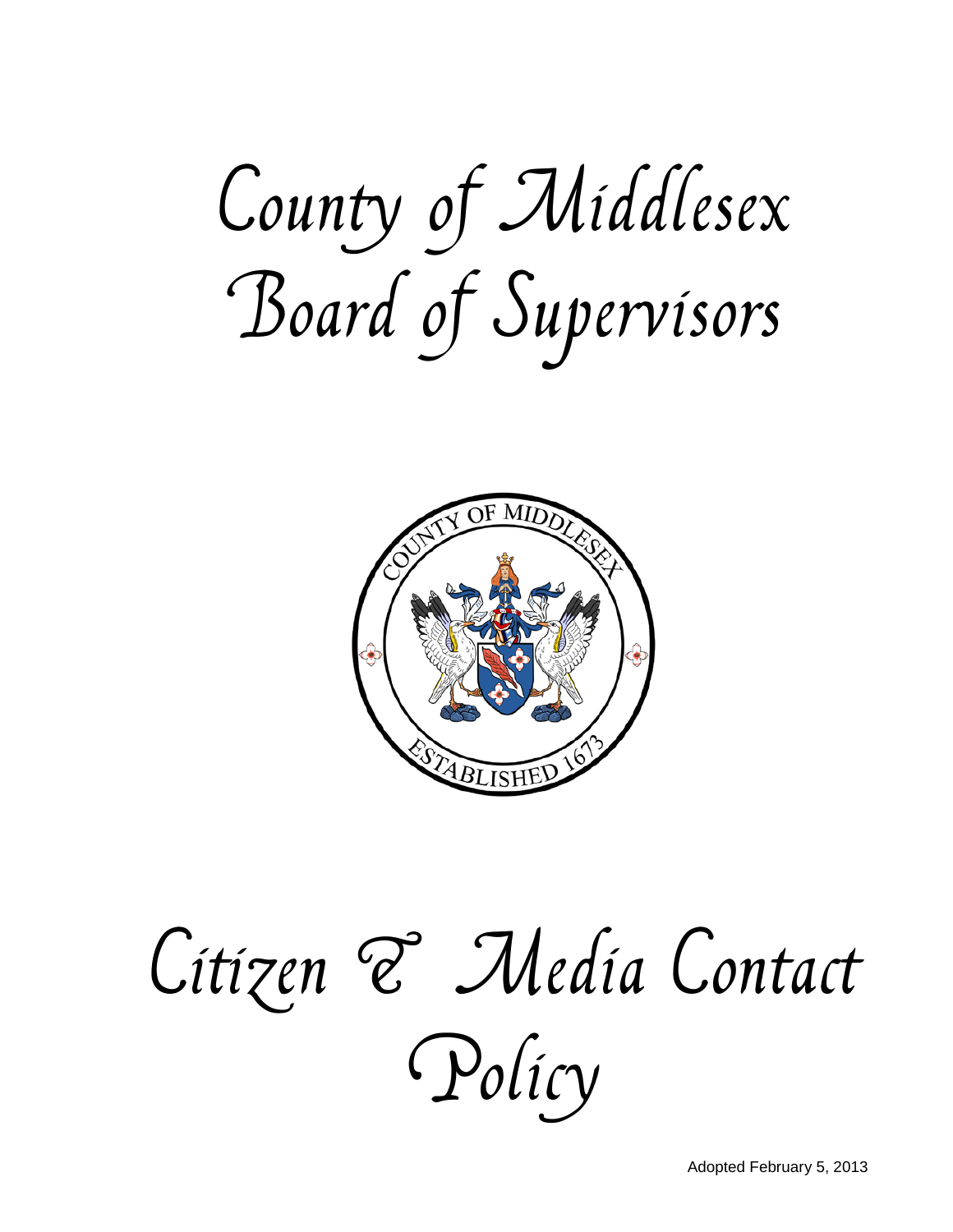# County of Middlesex Board of Supervisors

# Citizen & Media Contact Policy

Adopted February 5, 2013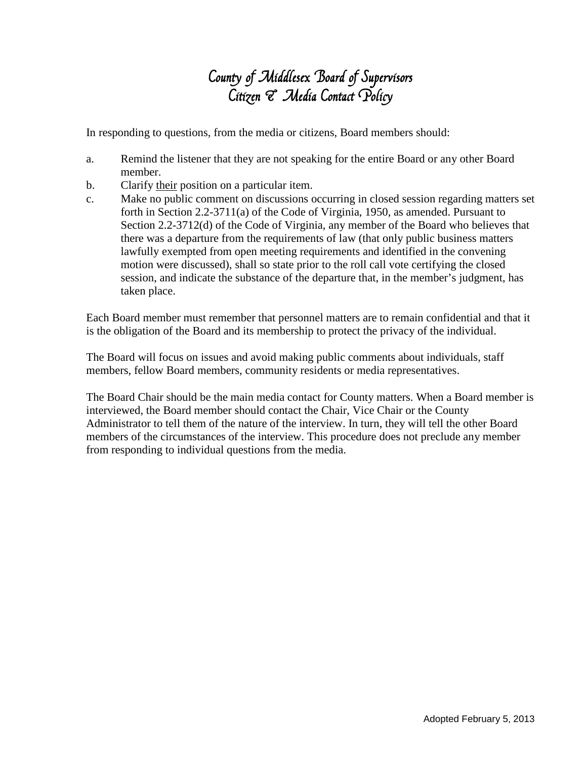# County of Middlesex Board of Supervisors
# Citizen & Media Contact Policy

In responding to questions, from the media or citizens, Board members should:

a. Remind the listener that they are not speaking for the entire Board or any other Board member.
b. Clarify <u>their</u> position on a particular item.
c. Make no public comment on discussions occurring in closed session regarding matters set forth in Section 2.2-3711(a) of the Code of Virginia, 1950, as amended. Pursuant to Section 2.2-3712(d) of the Code of Virginia, any member of the Board who believes that there was a departure from the requirements of law (that only public business matters lawfully exempted from open meeting requirements and identified in the convening motion were discussed), shall so state prior to the roll call vote certifying the closed session, and indicate the substance of the departure that, in the member's judgment, has taken place.

Each Board member must remember that personnel matters are to remain confidential and that it is the obligation of the Board and its membership to protect the privacy of the individual.

The Board will focus on issues and avoid making public comments about individuals, staff members, fellow Board members, community residents or media representatives.

The Board Chair should be the main media contact for County matters. When a Board member is interviewed, the Board member should contact the Chair, Vice Chair or the County Administrator to tell them of the nature of the interview. In turn, they will tell the other Board members of the circumstances of the interview. This procedure does not preclude any member from responding to individual questions from the media.

Adopted February 5, 2013